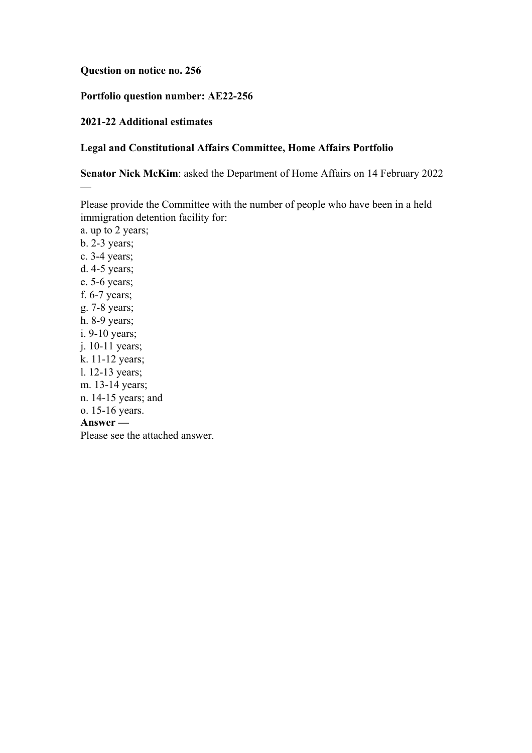**Question on notice no. 256**

**Portfolio question number: AE22-256**

**2021-22 Additional estimates**

**Legal and Constitutional Affairs Committee, Home Affairs Portfolio**

**Senator Nick McKim**: asked the Department of Home Affairs on 14 February 2022 —

Please provide the Committee with the number of people who have been in a held immigration detention facility for:

a. up to 2 years;  
b. 2-3 years;  
c. 3-4 years;  
d. 4-5 years;  
e. 5-6 years;  
f. 6-7 years;  
g. 7-8 years;  
h. 8-9 years;  
i. 9-10 years;  
j. 10-11 years;  
k. 11-12 years;  
l. 12-13 years;  
m. 13-14 years;  
n. 14-15 years; and  
o. 15-16 years.

**Answer —**

Please see the attached answer.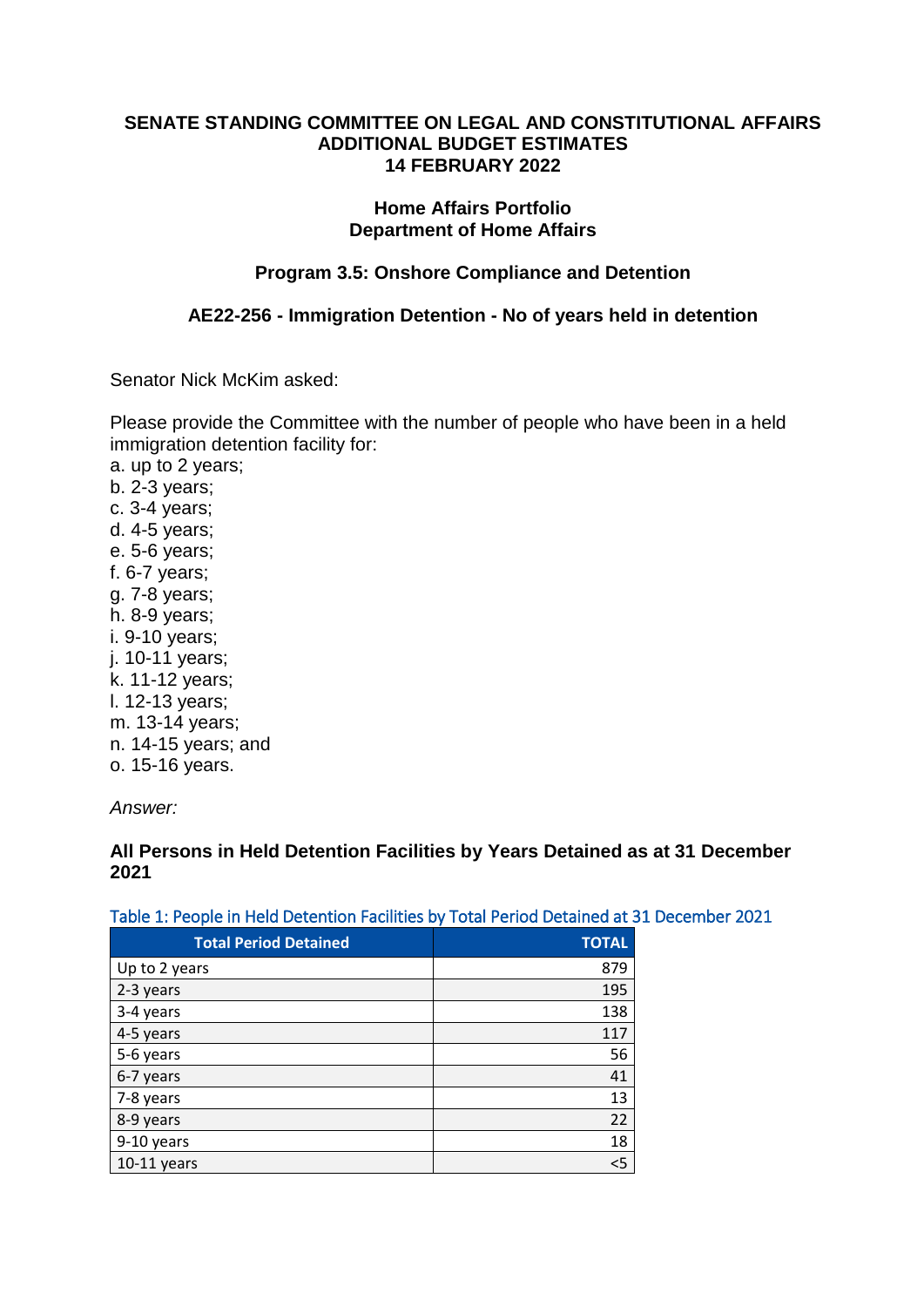**SENATE STANDING COMMITTEE ON LEGAL AND CONSTITUTIONAL AFFAIRS**
**ADDITIONAL BUDGET ESTIMATES**
**14 FEBRUARY 2022**

**Home Affairs Portfolio**
**Department of Home Affairs**

**Program 3.5: Onshore Compliance and Detention**

**AE22-256 - Immigration Detention - No of years held in detention**

Senator Nick McKim asked:

Please provide the Committee with the number of people who have been in a held immigration detention facility for:

a. up to 2 years;
b. 2-3 years;
c. 3-4 years;
d. 4-5 years;
e. 5-6 years;
f. 6-7 years;
g. 7-8 years;
h. 8-9 years;
i. 9-10 years;
j. 10-11 years;
k. 11-12 years;
l. 12-13 years;
m. 13-14 years;
n. 14-15 years; and
o. 15-16 years.

*Answer:*

**All Persons in Held Detention Facilities by Years Detained as at 31 December 2021**

Table 1: People in Held Detention Facilities by Total Period Detained at 31 December 2021

| Total Period Detained | TOTAL |
|---|---|
| Up to 2 years | 879 |
| 2-3 years | 195 |
| 3-4 years | 138 |
| 4-5 years | 117 |
| 5-6 years | 56 |
| 6-7 years | 41 |
| 7-8 years | 13 |
| 8-9 years | 22 |
| 9-10 years | 18 |
| 10-11 years | <5 |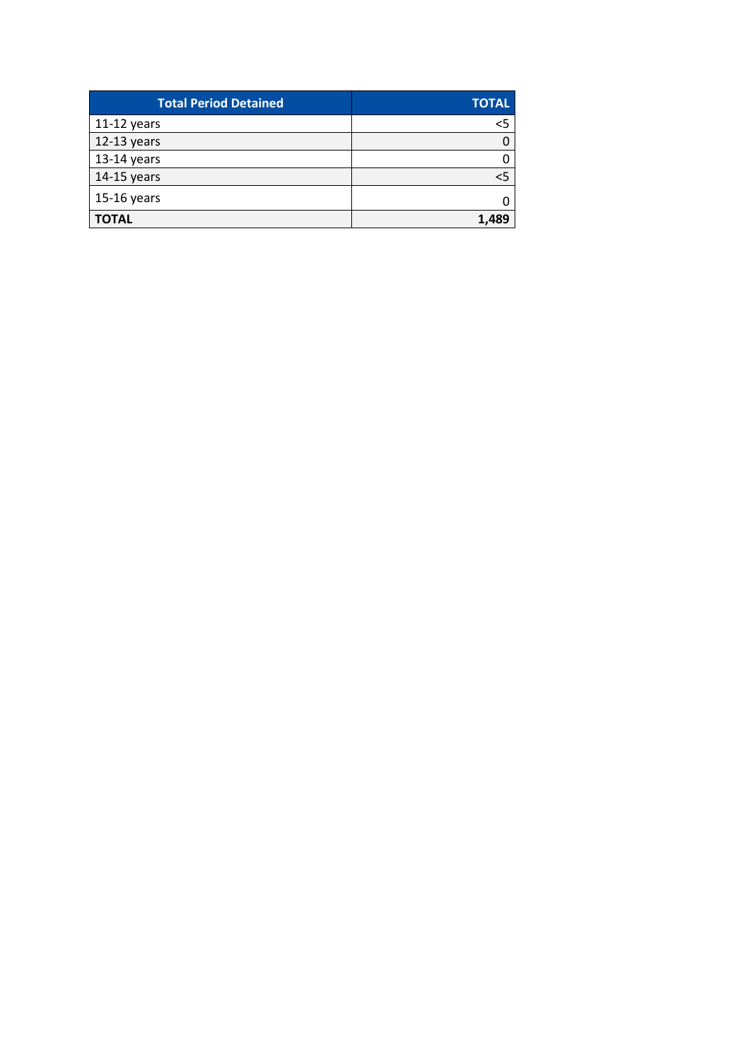| Total Period Detained | TOTAL |
| --- | --- |
| 11-12 years | <5 |
| 12-13 years | 0 |
| 13-14 years | 0 |
| 14-15 years | <5 |
| 15-16 years | 0 |
| **TOTAL** | **1,489** |